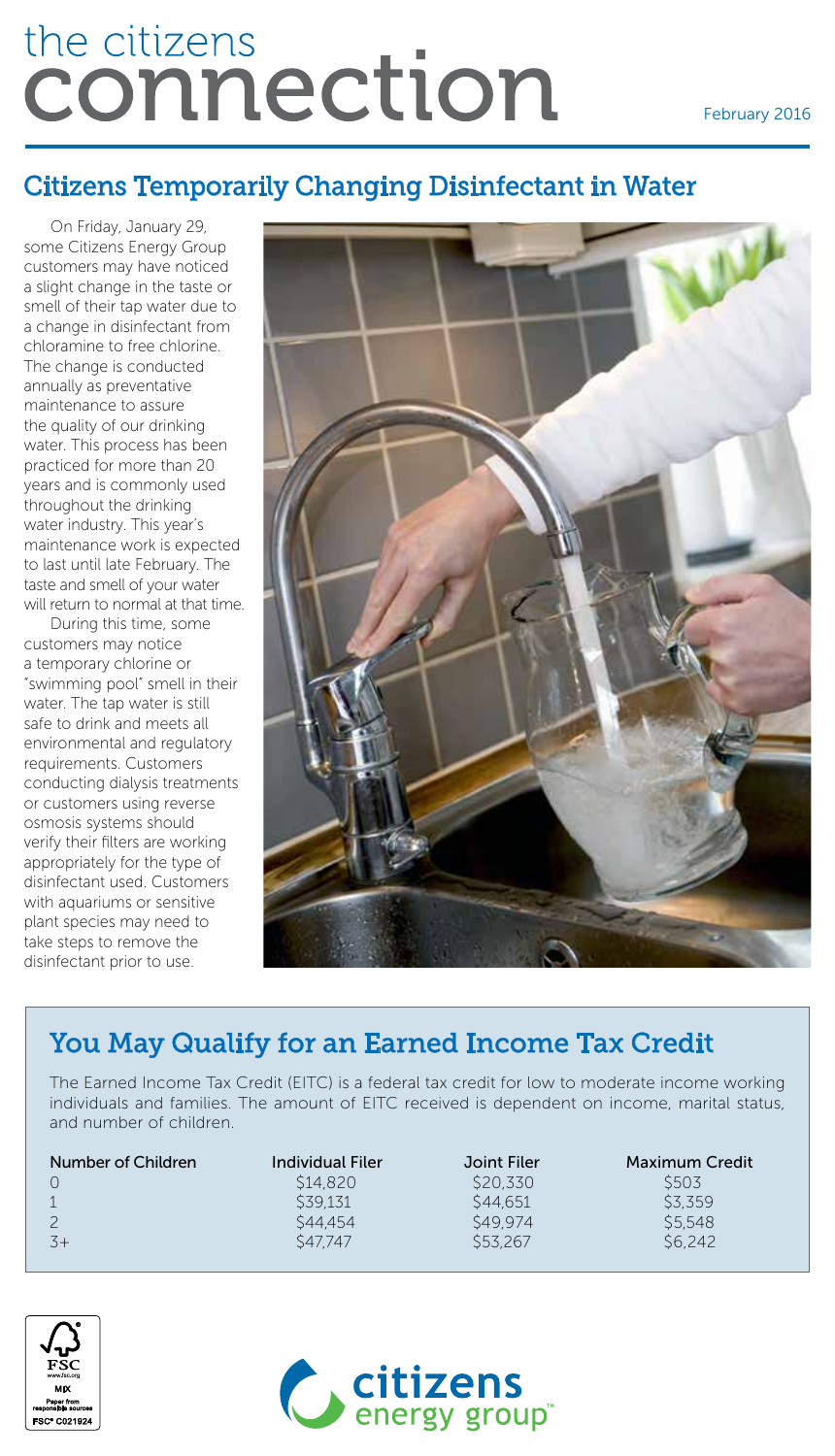# the citizens connection

February 2016

## Citizens Temporarily Changing Disinfectant in Water

On Friday, January 29, some Citizens Energy Group customers may have noticed a slight change in the taste or smell of their tap water due to a change in disinfectant from chloramine to free chlorine. The change is conducted annually as preventative maintenance to assure the quality of our drinking water. This process has been practiced for more than 20 years and is commonly used throughout the drinking water industry. This year's maintenance work is expected to last until late February. The taste and smell of your water will return to normal at that time.

During this time, some customers may notice a temporary chlorine or "swimming pool" smell in their water. The tap water is still safe to drink and meets all environmental and regulatory requirements. Customers conducting dialysis treatments or customers using reverse osmosis systems should verify their filters are working appropriately for the type of disinfectant used. Customers with aquariums or sensitive plant species may need to take steps to remove the disinfectant prior to use.

## You May Qualify for an Earned Income Tax Credit

The Earned Income Tax Credit (EITC) is a federal tax credit for low to moderate income working individuals and families. The amount of EITC received is dependent on income, marital status, and number of children.

| Number of Children | Individual Filer | Joint Filer | Maximum Credit |
|---|---|---|---|
| 0 | $14,820 | $20,330 | $503 |
| 1 | $39,131 | $44,651 | $3,359 |
| 2 | $44,454 | $49,974 | $5,548 |
| 3+ | $47,747 | $53,267 | $6,242 |

FSC www.fsc.org MIX Paper from responsible sources FSC® C021924

citizens energy group™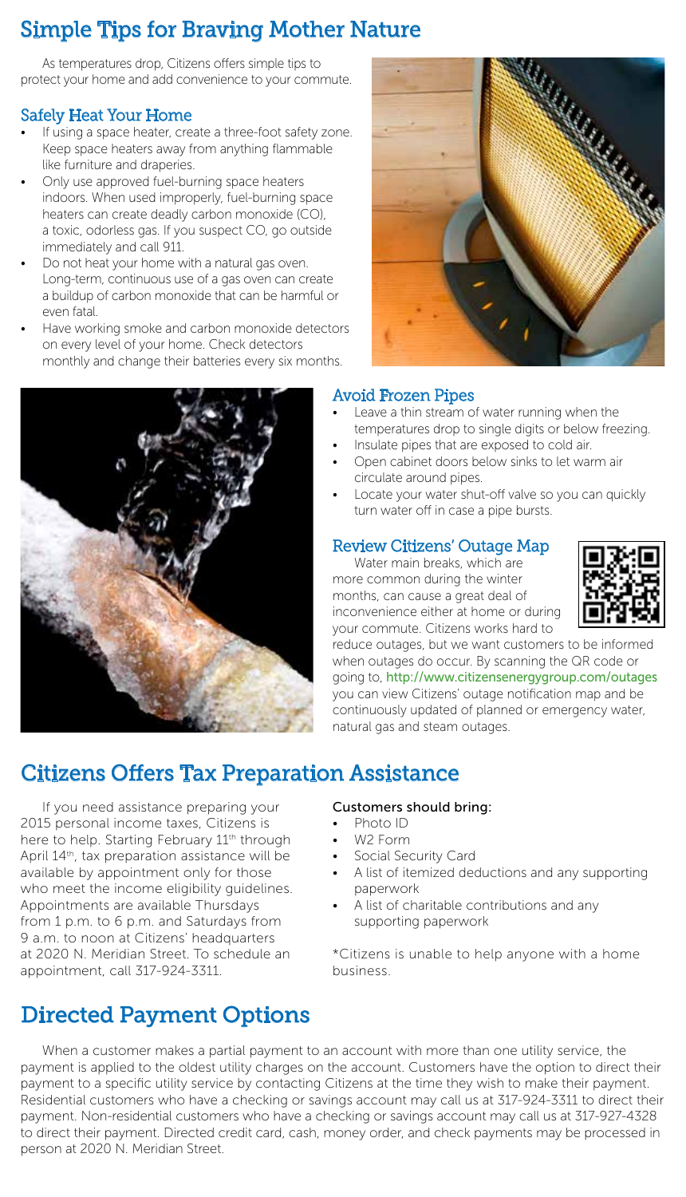# Simple Tips for Braving Mother Nature

As temperatures drop, Citizens offers simple tips to protect your home and add convenience to your commute.

## Safely Heat Your Home

- If using a space heater, create a three-foot safety zone. Keep space heaters away from anything flammable like furniture and draperies.
- Only use approved fuel-burning space heaters indoors. When used improperly, fuel-burning space heaters can create deadly carbon monoxide (CO), a toxic, odorless gas. If you suspect CO, go outside immediately and call 911.
- Do not heat your home with a natural gas oven. Long-term, continuous use of a gas oven can create a buildup of carbon monoxide that can be harmful or even fatal.
- Have working smoke and carbon monoxide detectors on every level of your home. Check detectors monthly and change their batteries every six months.

## Avoid Frozen Pipes

- Leave a thin stream of water running when the temperatures drop to single digits or below freezing.
- Insulate pipes that are exposed to cold air.
- Open cabinet doors below sinks to let warm air circulate around pipes.
- Locate your water shut-off valve so you can quickly turn water off in case a pipe bursts.

## Review Citizens' Outage Map

Water main breaks, which are more common during the winter months, can cause a great deal of inconvenience either at home or during your commute. Citizens works hard to reduce outages, but we want customers to be informed when outages do occur. By scanning the QR code or going to, http://www.citizensenergygroup.com/outages you can view Citizens' outage notification map and be continuously updated of planned or emergency water, natural gas and steam outages.

# Citizens Offers Tax Preparation Assistance

If you need assistance preparing your 2015 personal income taxes, Citizens is here to help. Starting February 11th through April 14th, tax preparation assistance will be available by appointment only for those who meet the income eligibility guidelines. Appointments are available Thursdays from 1 p.m. to 6 p.m. and Saturdays from 9 a.m. to noon at Citizens' headquarters at 2020 N. Meridian Street. To schedule an appointment, call 317-924-3311.

**Customers should bring:**

- Photo ID
- W2 Form
- Social Security Card
- A list of itemized deductions and any supporting paperwork
- A list of charitable contributions and any supporting paperwork

*Citizens is unable to help anyone with a home business.

# Directed Payment Options

When a customer makes a partial payment to an account with more than one utility service, the payment is applied to the oldest utility charges on the account. Customers have the option to direct their payment to a specific utility service by contacting Citizens at the time they wish to make their payment. Residential customers who have a checking or savings account may call us at 317-924-3311 to direct their payment. Non-residential customers who have a checking or savings account may call us at 317-927-4328 to direct their payment. Directed credit card, cash, money order, and check payments may be processed in person at 2020 N. Meridian Street.